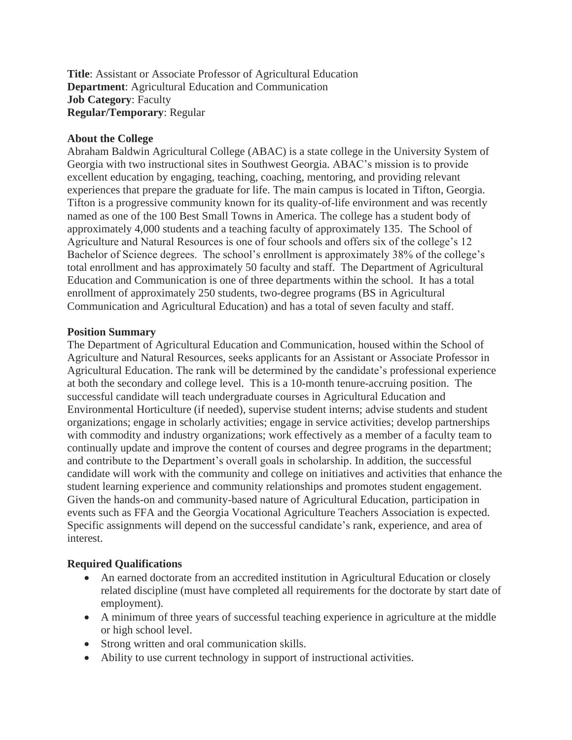**Title**: Assistant or Associate Professor of Agricultural Education
**Department**: Agricultural Education and Communication
**Job Category**: Faculty
**Regular/Temporary**: Regular

**About the College**

Abraham Baldwin Agricultural College (ABAC) is a state college in the University System of Georgia with two instructional sites in Southwest Georgia. ABAC's mission is to provide excellent education by engaging, teaching, coaching, mentoring, and providing relevant experiences that prepare the graduate for life. The main campus is located in Tifton, Georgia. Tifton is a progressive community known for its quality-of-life environment and was recently named as one of the 100 Best Small Towns in America. The college has a student body of approximately 4,000 students and a teaching faculty of approximately 135. The School of Agriculture and Natural Resources is one of four schools and offers six of the college's 12 Bachelor of Science degrees. The school's enrollment is approximately 38% of the college's total enrollment and has approximately 50 faculty and staff. The Department of Agricultural Education and Communication is one of three departments within the school. It has a total enrollment of approximately 250 students, two-degree programs (BS in Agricultural Communication and Agricultural Education) and has a total of seven faculty and staff.

**Position Summary**

The Department of Agricultural Education and Communication, housed within the School of Agriculture and Natural Resources, seeks applicants for an Assistant or Associate Professor in Agricultural Education. The rank will be determined by the candidate's professional experience at both the secondary and college level. This is a 10-month tenure-accruing position. The successful candidate will teach undergraduate courses in Agricultural Education and Environmental Horticulture (if needed), supervise student interns; advise students and student organizations; engage in scholarly activities; engage in service activities; develop partnerships with commodity and industry organizations; work effectively as a member of a faculty team to continually update and improve the content of courses and degree programs in the department; and contribute to the Department's overall goals in scholarship. In addition, the successful candidate will work with the community and college on initiatives and activities that enhance the student learning experience and community relationships and promotes student engagement. Given the hands-on and community-based nature of Agricultural Education, participation in events such as FFA and the Georgia Vocational Agriculture Teachers Association is expected. Specific assignments will depend on the successful candidate's rank, experience, and area of interest.

**Required Qualifications**

- An earned doctorate from an accredited institution in Agricultural Education or closely related discipline (must have completed all requirements for the doctorate by start date of employment).
- A minimum of three years of successful teaching experience in agriculture at the middle or high school level.
- Strong written and oral communication skills.
- Ability to use current technology in support of instructional activities.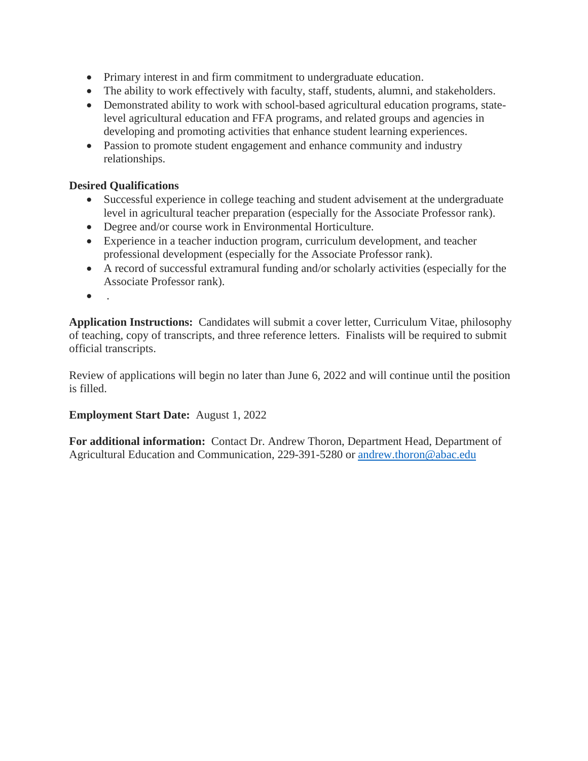- Primary interest in and firm commitment to undergraduate education.
- The ability to work effectively with faculty, staff, students, alumni, and stakeholders.
- Demonstrated ability to work with school-based agricultural education programs, state-level agricultural education and FFA programs, and related groups and agencies in developing and promoting activities that enhance student learning experiences.
- Passion to promote student engagement and enhance community and industry relationships.

**Desired Qualifications**

- Successful experience in college teaching and student advisement at the undergraduate level in agricultural teacher preparation (especially for the Associate Professor rank).
- Degree and/or course work in Environmental Horticulture.
- Experience in a teacher induction program, curriculum development, and teacher professional development (especially for the Associate Professor rank).
- A record of successful extramural funding and/or scholarly activities (especially for the Associate Professor rank).
- .

**Application Instructions:** Candidates will submit a cover letter, Curriculum Vitae, philosophy of teaching, copy of transcripts, and three reference letters. Finalists will be required to submit official transcripts.

Review of applications will begin no later than June 6, 2022 and will continue until the position is filled.

**Employment Start Date:** August 1, 2022

**For additional information:** Contact Dr. Andrew Thoron, Department Head, Department of Agricultural Education and Communication, 229-391-5280 or andrew.thoron@abac.edu